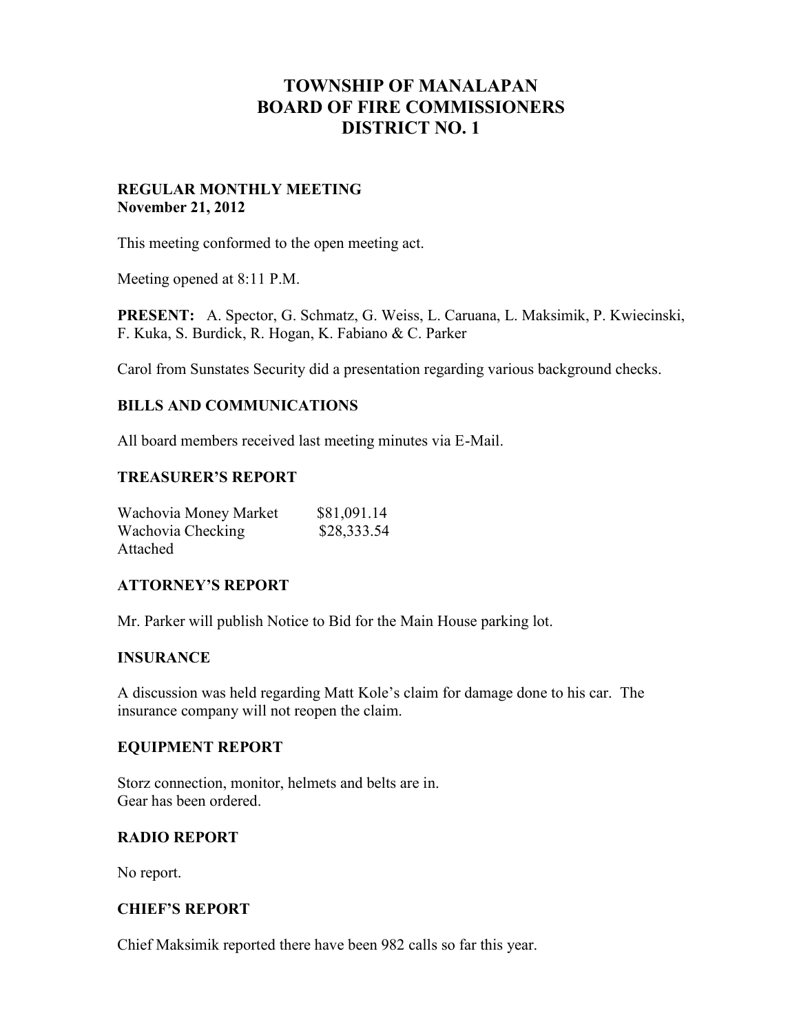# TOWNSHIP OF MANALAPAN
# BOARD OF FIRE COMMISSIONERS
# DISTRICT NO. 1

**REGULAR MONTHLY MEETING**
**November 21, 2012**

This meeting conformed to the open meeting act.

Meeting opened at 8:11 P.M.

**PRESENT:** A. Spector, G. Schmatz, G. Weiss, L. Caruana, L. Maksimik, P. Kwiecinski, F. Kuka, S. Burdick, R. Hogan, K. Fabiano & C. Parker

Carol from Sunstates Security did a presentation regarding various background checks.

## BILLS AND COMMUNICATIONS

All board members received last meeting minutes via E-Mail.

## TREASURER'S REPORT

Wachovia Money Market $81,091.14
Wachovia Checking $28,333.54
Attached

## ATTORNEY'S REPORT

Mr. Parker will publish Notice to Bid for the Main House parking lot.

## INSURANCE

A discussion was held regarding Matt Kole's claim for damage done to his car. The insurance company will not reopen the claim.

## EQUIPMENT REPORT

Storz connection, monitor, helmets and belts are in.
Gear has been ordered.

## RADIO REPORT

No report.

## CHIEF'S REPORT

Chief Maksimik reported there have been 982 calls so far this year.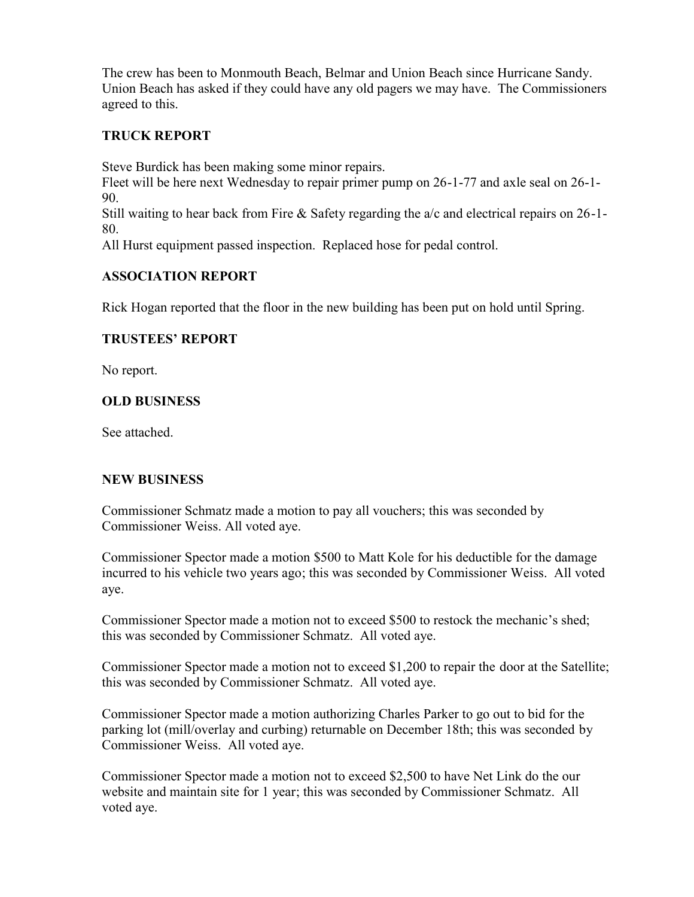The crew has been to Monmouth Beach, Belmar and Union Beach since Hurricane Sandy. Union Beach has asked if they could have any old pagers we may have. The Commissioners agreed to this.

## TRUCK REPORT

Steve Burdick has been making some minor repairs.
Fleet will be here next Wednesday to repair primer pump on 26-1-77 and axle seal on 26-1-90.
Still waiting to hear back from Fire & Safety regarding the a/c and electrical repairs on 26-1-80.
All Hurst equipment passed inspection. Replaced hose for pedal control.

## ASSOCIATION REPORT

Rick Hogan reported that the floor in the new building has been put on hold until Spring.

## TRUSTEES' REPORT

No report.

## OLD BUSINESS

See attached.

## NEW BUSINESS

Commissioner Schmatz made a motion to pay all vouchers; this was seconded by Commissioner Weiss. All voted aye.

Commissioner Spector made a motion $500 to Matt Kole for his deductible for the damage incurred to his vehicle two years ago; this was seconded by Commissioner Weiss. All voted aye.

Commissioner Spector made a motion not to exceed $500 to restock the mechanic's shed; this was seconded by Commissioner Schmatz. All voted aye.

Commissioner Spector made a motion not to exceed $1,200 to repair the door at the Satellite; this was seconded by Commissioner Schmatz. All voted aye.

Commissioner Spector made a motion authorizing Charles Parker to go out to bid for the parking lot (mill/overlay and curbing) returnable on December 18th; this was seconded by Commissioner Weiss. All voted aye.

Commissioner Spector made a motion not to exceed $2,500 to have Net Link do the our website and maintain site for 1 year; this was seconded by Commissioner Schmatz. All voted aye.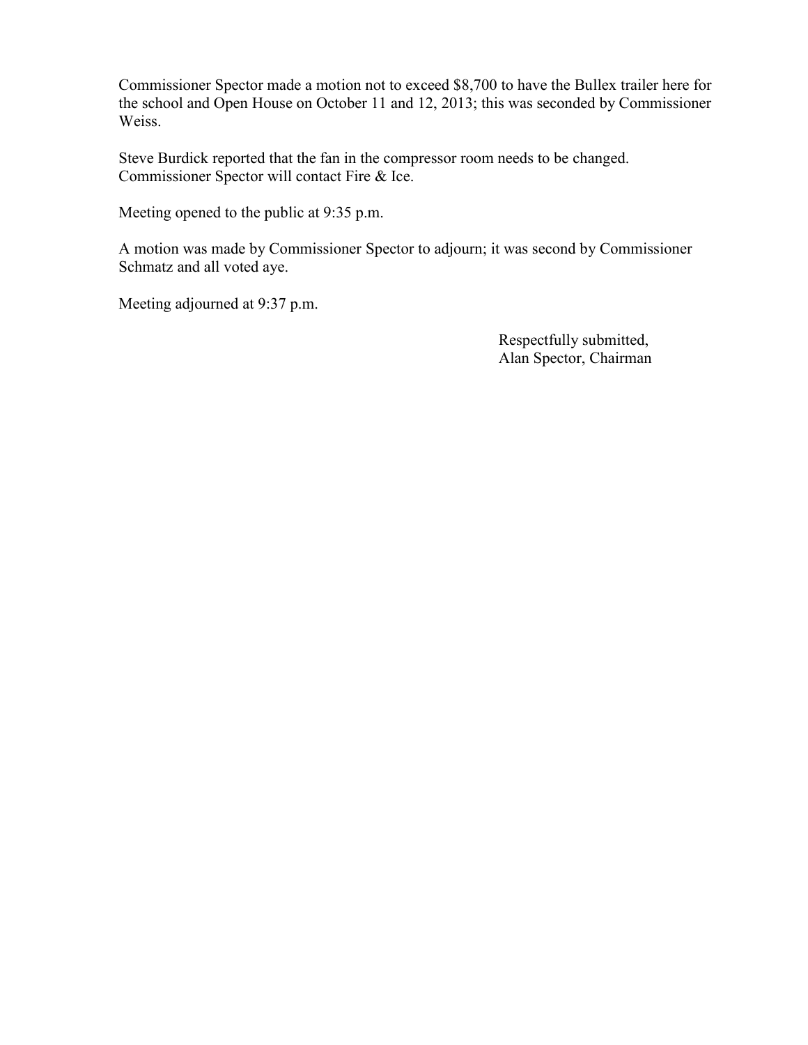Commissioner Spector made a motion not to exceed $8,700 to have the Bullex trailer here for the school and Open House on October 11 and 12, 2013; this was seconded by Commissioner Weiss.

Steve Burdick reported that the fan in the compressor room needs to be changed. Commissioner Spector will contact Fire & Ice.

Meeting opened to the public at 9:35 p.m.

A motion was made by Commissioner Spector to adjourn; it was second by Commissioner Schmatz and all voted aye.

Meeting adjourned at 9:37 p.m.

Respectfully submitted,
Alan Spector, Chairman